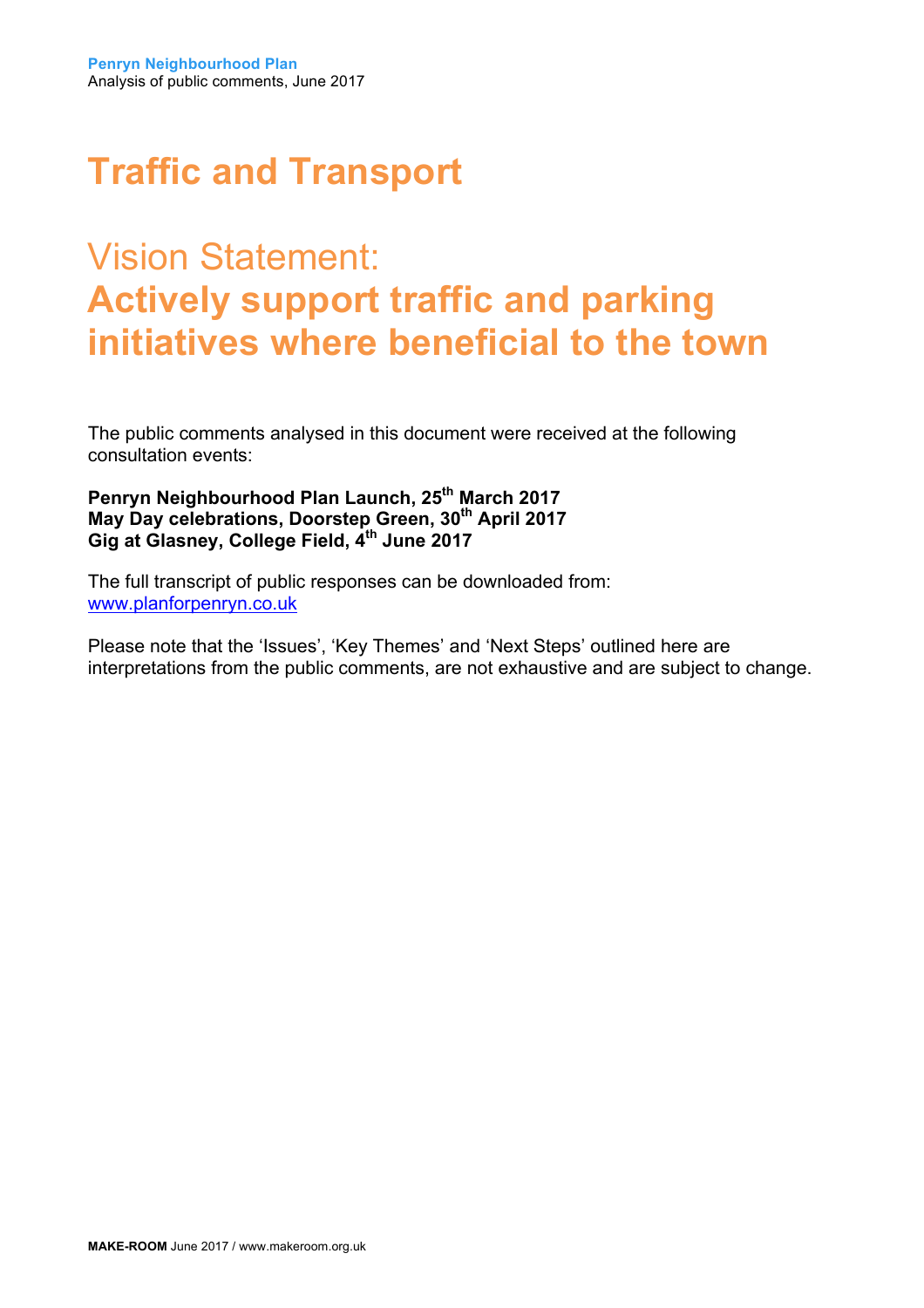# Traffic and Transport

## Vision Statement:
## **Actively support traffic and parking initiatives where beneficial to the town**

The public comments analysed in this document were received at the following consultation events:

**Penryn Neighbourhood Plan Launch, 25th March 2017**
**May Day celebrations, Doorstep Green, 30th April 2017**
**Gig at Glasney, College Field, 4th June 2017**

The full transcript of public responses can be downloaded from: www.planforpenryn.co.uk

Please note that the 'Issues', 'Key Themes' and 'Next Steps' outlined here are interpretations from the public comments, are not exhaustive and are subject to change.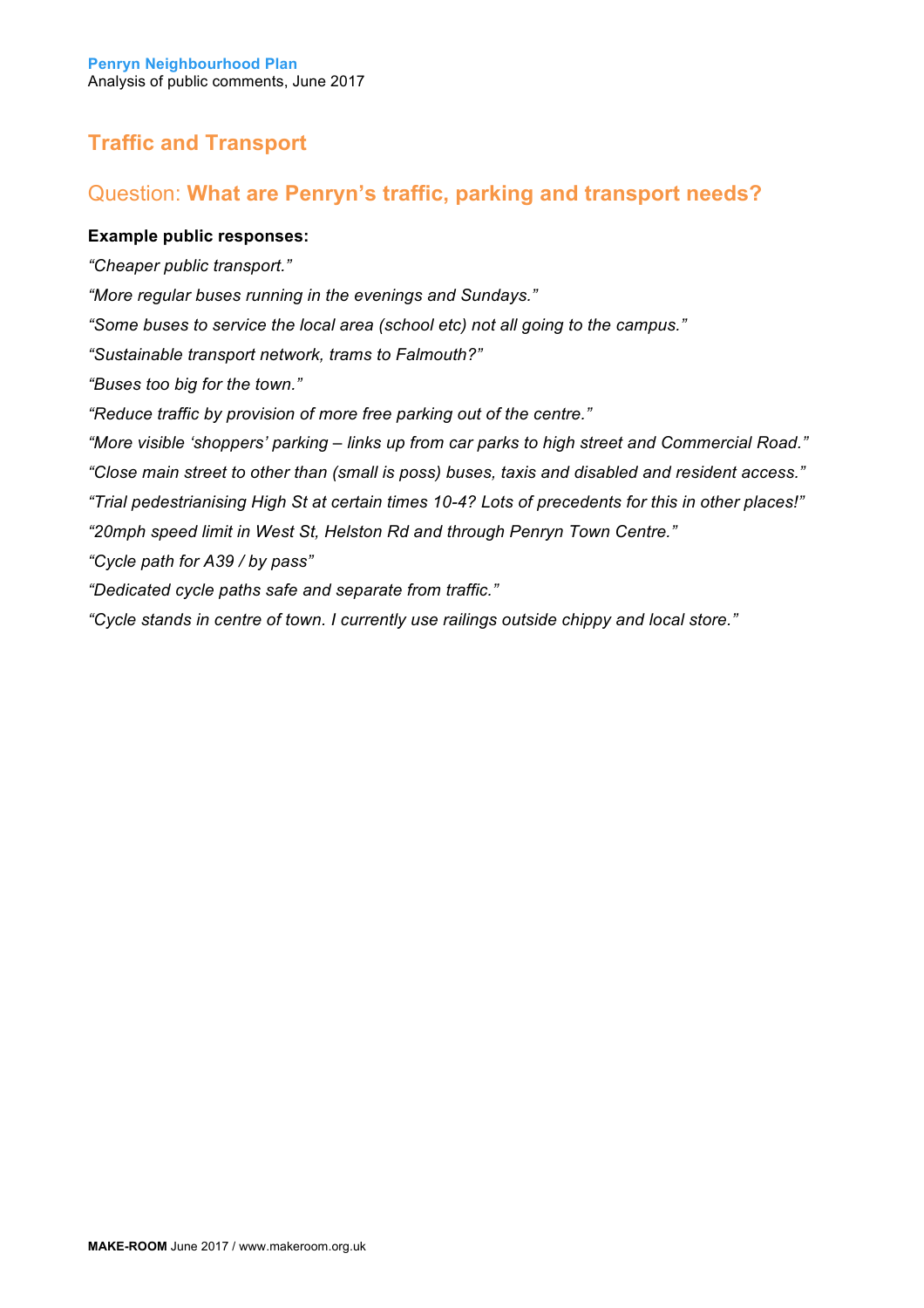## Traffic and Transport

### Question: **What are Penryn's traffic, parking and transport needs?**

**Example public responses:**

*"Cheaper public transport."*

*"More regular buses running in the evenings and Sundays."*

*"Some buses to service the local area (school etc) not all going to the campus."*

*"Sustainable transport network, trams to Falmouth?"*

*"Buses too big for the town."*

*"Reduce traffic by provision of more free parking out of the centre."*

*"More visible 'shoppers' parking – links up from car parks to high street and Commercial Road."*

*"Close main street to other than (small is poss) buses, taxis and disabled and resident access."*

*"Trial pedestrianising High St at certain times 10-4? Lots of precedents for this in other places!"*

*"20mph speed limit in West St, Helston Rd and through Penryn Town Centre."*

*"Cycle path for A39 / by pass"*

*"Dedicated cycle paths safe and separate from traffic."*

*"Cycle stands in centre of town. I currently use railings outside chippy and local store."*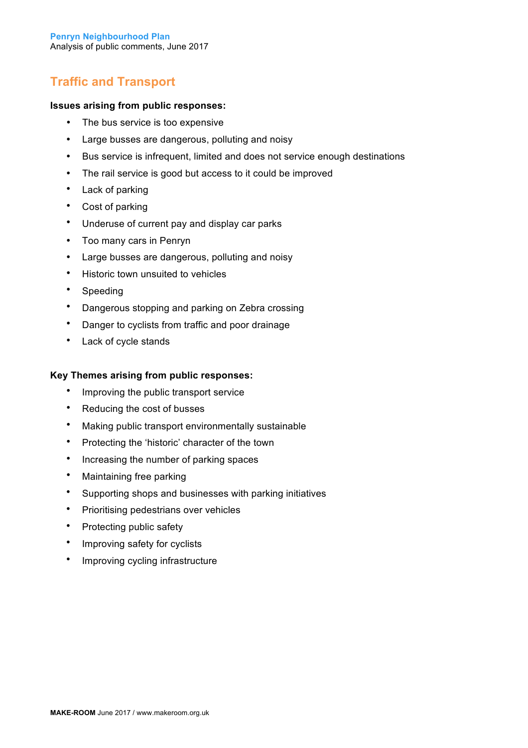## Traffic and Transport

**Issues arising from public responses:**

- The bus service is too expensive
- Large busses are dangerous, polluting and noisy
- Bus service is infrequent, limited and does not service enough destinations
- The rail service is good but access to it could be improved
- Lack of parking
- Cost of parking
- Underuse of current pay and display car parks
- Too many cars in Penryn
- Large busses are dangerous, polluting and noisy
- Historic town unsuited to vehicles
- Speeding
- Dangerous stopping and parking on Zebra crossing
- Danger to cyclists from traffic and poor drainage
- Lack of cycle stands

**Key Themes arising from public responses:**

- Improving the public transport service
- Reducing the cost of busses
- Making public transport environmentally sustainable
- Protecting the 'historic' character of the town
- Increasing the number of parking spaces
- Maintaining free parking
- Supporting shops and businesses with parking initiatives
- Prioritising pedestrians over vehicles
- Protecting public safety
- Improving safety for cyclists
- Improving cycling infrastructure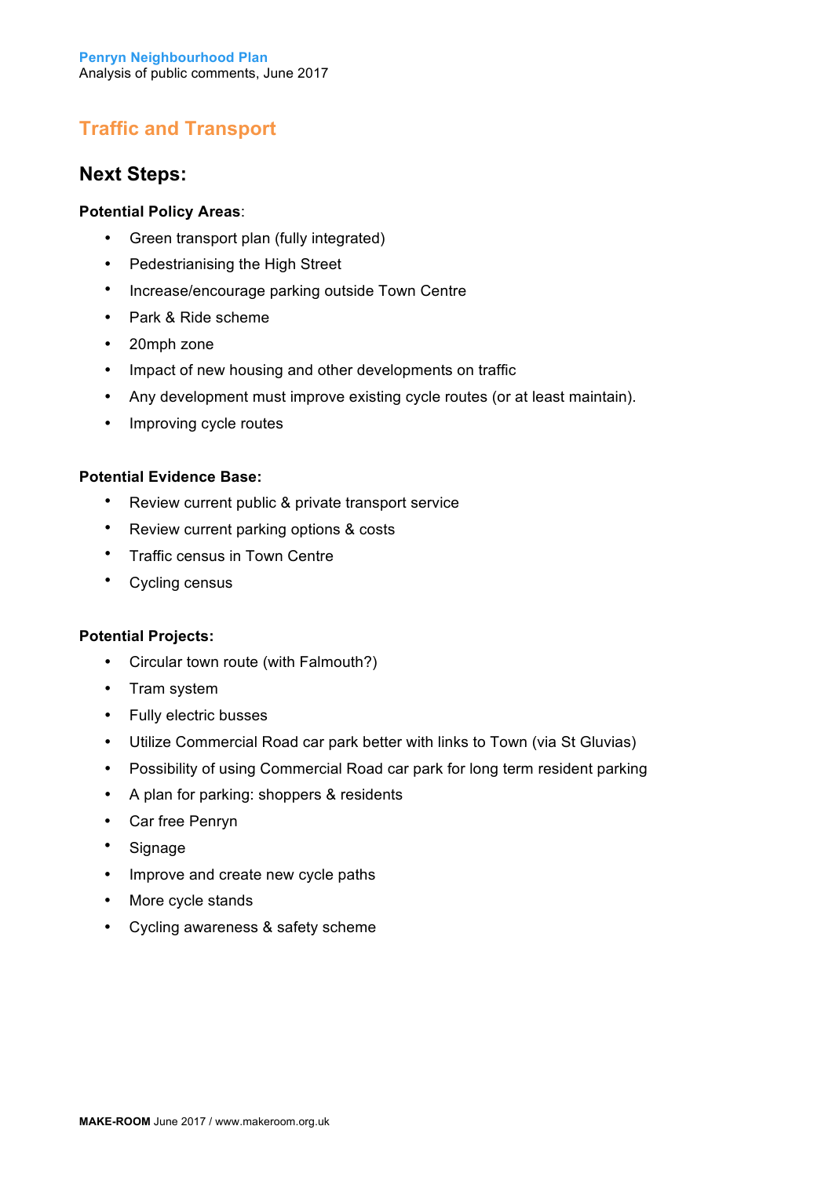## Traffic and Transport

### Next Steps:

**Potential Policy Areas**:

- Green transport plan (fully integrated)
- Pedestrianising the High Street
- Increase/encourage parking outside Town Centre
- Park & Ride scheme
- 20mph zone
- Impact of new housing and other developments on traffic
- Any development must improve existing cycle routes (or at least maintain).
- Improving cycle routes

**Potential Evidence Base:**

- Review current public & private transport service
- Review current parking options & costs
- Traffic census in Town Centre
- Cycling census

**Potential Projects:**

- Circular town route (with Falmouth?)
- Tram system
- Fully electric busses
- Utilize Commercial Road car park better with links to Town (via St Gluvias)
- Possibility of using Commercial Road car park for long term resident parking
- A plan for parking: shoppers & residents
- Car free Penryn
- Signage
- Improve and create new cycle paths
- More cycle stands
- Cycling awareness & safety scheme